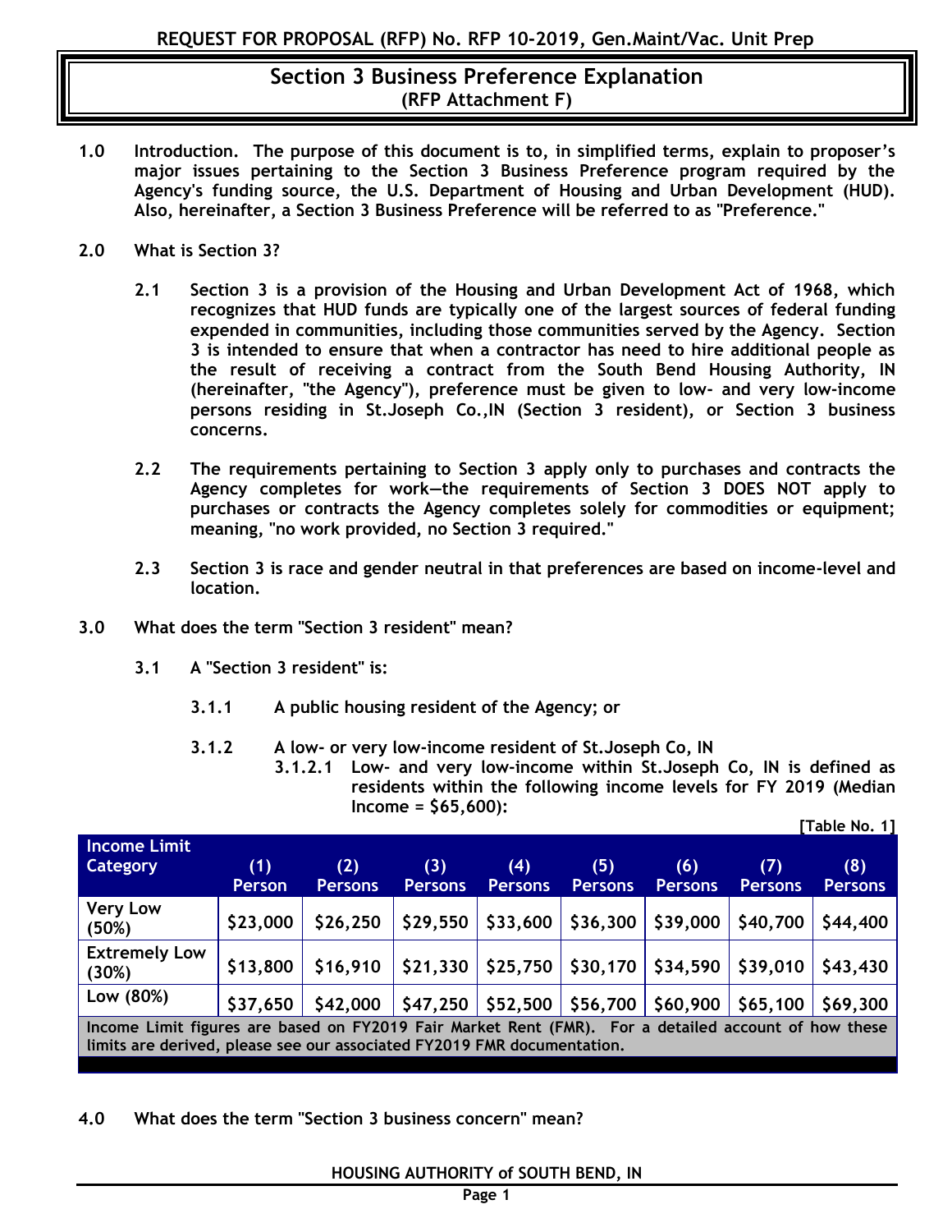**REQUEST FOR PROPOSAL (RFP) No. RFP 10-2019, Gen.Maint/Vac. Unit Prep**

# Section 3 Business Preference Explanation
## (RFP Attachment F)

**1.0 Introduction.** The purpose of this document is to, in simplified terms, explain to proposer's major issues pertaining to the Section 3 Business Preference program required by the Agency's funding source, the U.S. Department of Housing and Urban Development (HUD). Also, hereinafter, a Section 3 Business Preference will be referred to as "Preference."

**2.0 What is Section 3?**

**2.1** Section 3 is a provision of the Housing and Urban Development Act of 1968, which recognizes that HUD funds are typically one of the largest sources of federal funding expended in communities, including those communities served by the Agency. Section 3 is intended to ensure that when a contractor has need to hire additional people as the result of receiving a contract from the South Bend Housing Authority, IN (hereinafter, "the Agency"), preference must be given to low- and very low-income persons residing in St.Joseph Co.,IN (Section 3 resident), or Section 3 business concerns.

**2.2** The requirements pertaining to Section 3 apply only to purchases and contracts the Agency completes for work—the requirements of Section 3 DOES NOT apply to purchases or contracts the Agency completes solely for commodities or equipment; meaning, "no work provided, no Section 3 required."

**2.3** Section 3 is race and gender neutral in that preferences are based on income-level and location.

**3.0 What does the term "Section 3 resident" mean?**

**3.1** A "Section 3 resident" is:

**3.1.1** A public housing resident of the Agency; or

**3.1.2** A low- or very low-income resident of St.Joseph Co, IN

**3.1.2.1** Low- and very low-income within St.Joseph Co, IN is defined as residents within the following income levels for FY 2019 (Median Income = $65,600):

[Table No. 1]

| Income Limit Category | (1) Person | (2) Persons | (3) Persons | (4) Persons | (5) Persons | (6) Persons | (7) Persons | (8) Persons |
|---|---|---|---|---|---|---|---|---|
| Very Low (50%) | $23,000 | $26,250 | $29,550 | $33,600 | $36,300 | $39,000 | $40,700 | $44,400 |
| Extremely Low (30%) | $13,800 | $16,910 | $21,330 | $25,750 | $30,170 | $34,590 | $39,010 | $43,430 |
| Low (80%) | $37,650 | $42,000 | $47,250 | $52,500 | $56,700 | $60,900 | $65,100 | $69,300 |
| Income Limit figures are based on FY2019 Fair Market Rent (FMR). For a detailed account of how these limits are derived, please see our associated FY2019 FMR documentation. | | | | | | | | |

**4.0 What does the term "Section 3 business concern" mean?**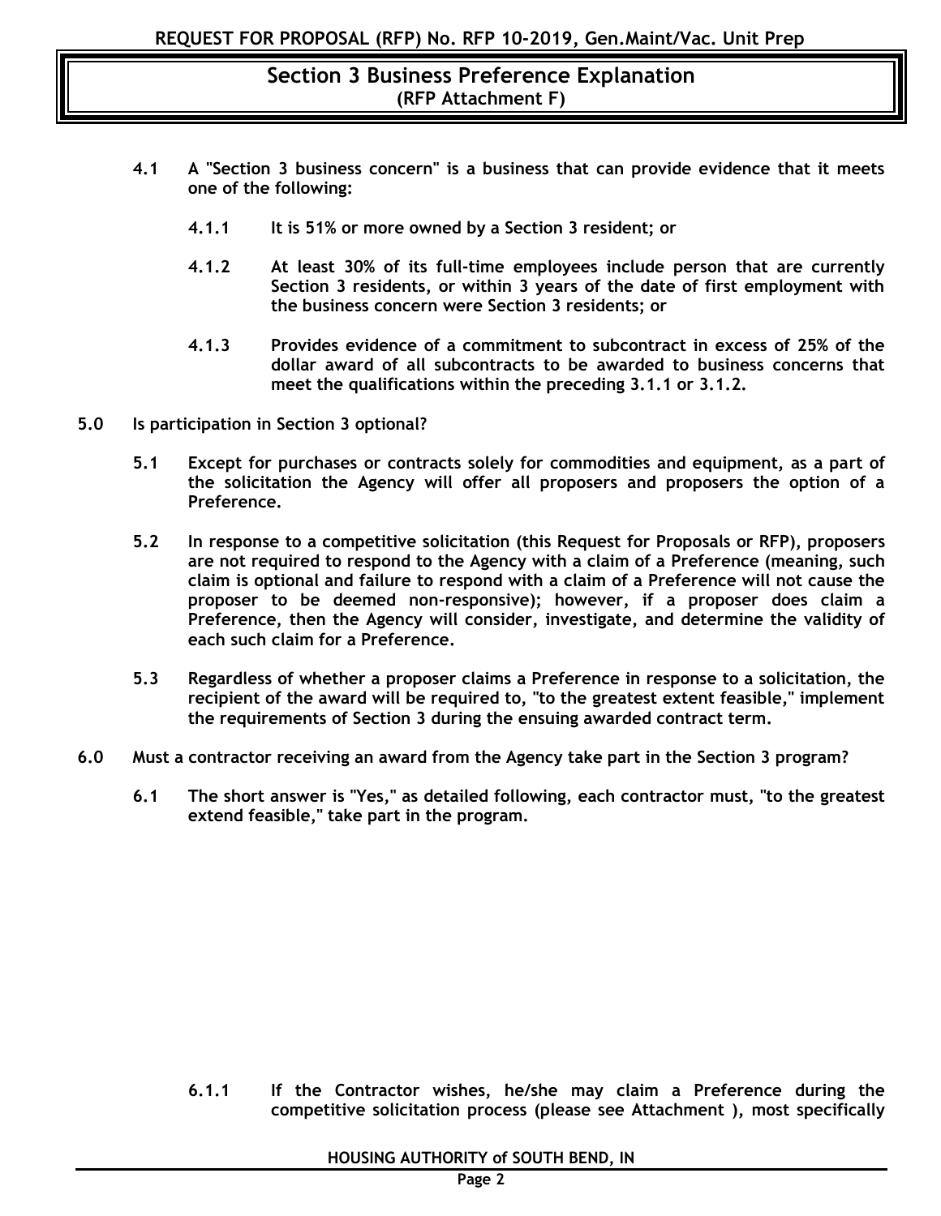## Section 3 Business Preference Explanation
**(RFP Attachment F)**

**4.1 A "Section 3 business concern" is a business that can provide evidence that it meets one of the following:**

**4.1.1 It is 51% or more owned by a Section 3 resident; or**

**4.1.2 At least 30% of its full-time employees include person that are currently Section 3 residents, or within 3 years of the date of first employment with the business concern were Section 3 residents; or**

**4.1.3 Provides evidence of a commitment to subcontract in excess of 25% of the dollar award of all subcontracts to be awarded to business concerns that meet the qualifications within the preceding 3.1.1 or 3.1.2.**

**5.0 Is participation in Section 3 optional?**

**5.1 Except for purchases or contracts solely for commodities and equipment, as a part of the solicitation the Agency will offer all proposers and proposers the option of a Preference.**

**5.2 In response to a competitive solicitation (this Request for Proposals or RFP), proposers are not required to respond to the Agency with a claim of a Preference (meaning, such claim is optional and failure to respond with a claim of a Preference will not cause the proposer to be deemed non-responsive); however, if a proposer does claim a Preference, then the Agency will consider, investigate, and determine the validity of each such claim for a Preference.**

**5.3 Regardless of whether a proposer claims a Preference in response to a solicitation, the recipient of the award will be required to, "to the greatest extent feasible," implement the requirements of Section 3 during the ensuing awarded contract term.**

**6.0 Must a contractor receiving an award from the Agency take part in the Section 3 program?**

**6.1 The short answer is "Yes," as detailed following, each contractor must, "to the greatest extend feasible," take part in the program.**

**6.1.1 If the Contractor wishes, he/she may claim a Preference during the competitive solicitation process (please see Attachment ), most specifically**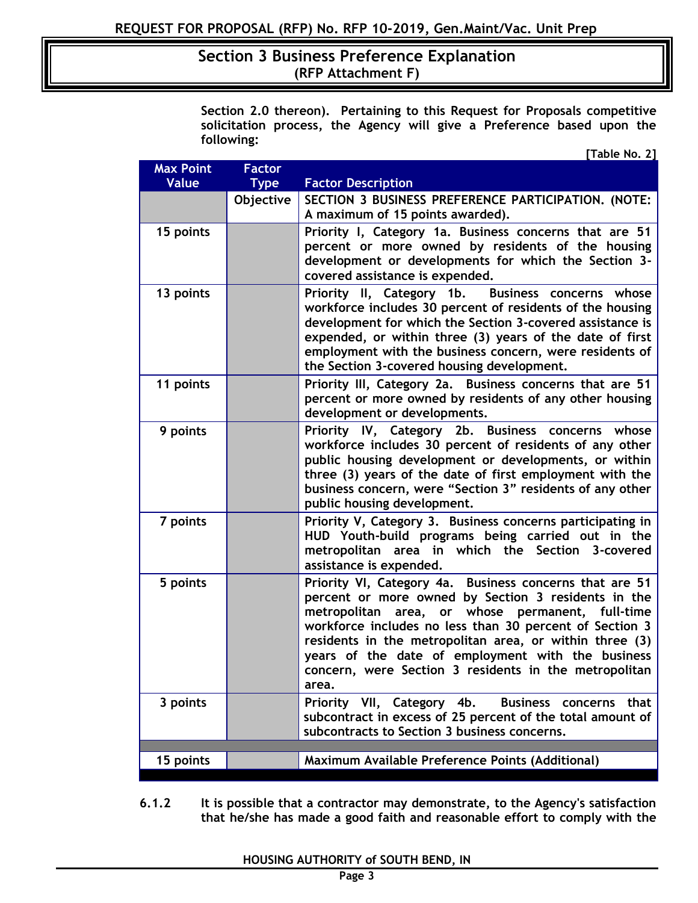## Section 3 Business Preference Explanation
**(RFP Attachment F)**

**Section 2.0 thereon). Pertaining to this Request for Proposals competitive solicitation process, the Agency will give a Preference based upon the following:**

**[Table No. 2]**

| Max Point Value | Factor Type | Factor Description |
|---|---|---|
| | Objective | SECTION 3 BUSINESS PREFERENCE PARTICIPATION. (NOTE: A maximum of 15 points awarded). |
| 15 points | | Priority I, Category 1a. Business concerns that are 51 percent or more owned by residents of the housing development or developments for which the Section 3-covered assistance is expended. |
| 13 points | | Priority II, Category 1b. Business concerns whose workforce includes 30 percent of residents of the housing development for which the Section 3-covered assistance is expended, or within three (3) years of the date of first employment with the business concern, were residents of the Section 3-covered housing development. |
| 11 points | | Priority III, Category 2a. Business concerns that are 51 percent or more owned by residents of any other housing development or developments. |
| 9 points | | Priority IV, Category 2b. Business concerns whose workforce includes 30 percent of residents of any other public housing development or developments, or within three (3) years of the date of first employment with the business concern, were "Section 3" residents of any other public housing development. |
| 7 points | | Priority V, Category 3. Business concerns participating in HUD Youth-build programs being carried out in the metropolitan area in which the Section 3-covered assistance is expended. |
| 5 points | | Priority VI, Category 4a. Business concerns that are 51 percent or more owned by Section 3 residents in the metropolitan area, or whose permanent, full-time workforce includes no less than 30 percent of Section 3 residents in the metropolitan area, or within three (3) years of the date of employment with the business concern, were Section 3 residents in the metropolitan area. |
| 3 points | | Priority VII, Category 4b. Business concerns that subcontract in excess of 25 percent of the total amount of subcontracts to Section 3 business concerns. |
| 15 points | | Maximum Available Preference Points (Additional) |

**6.1.2** **It is possible that a contractor may demonstrate, to the Agency's satisfaction that he/she has made a good faith and reasonable effort to comply with the**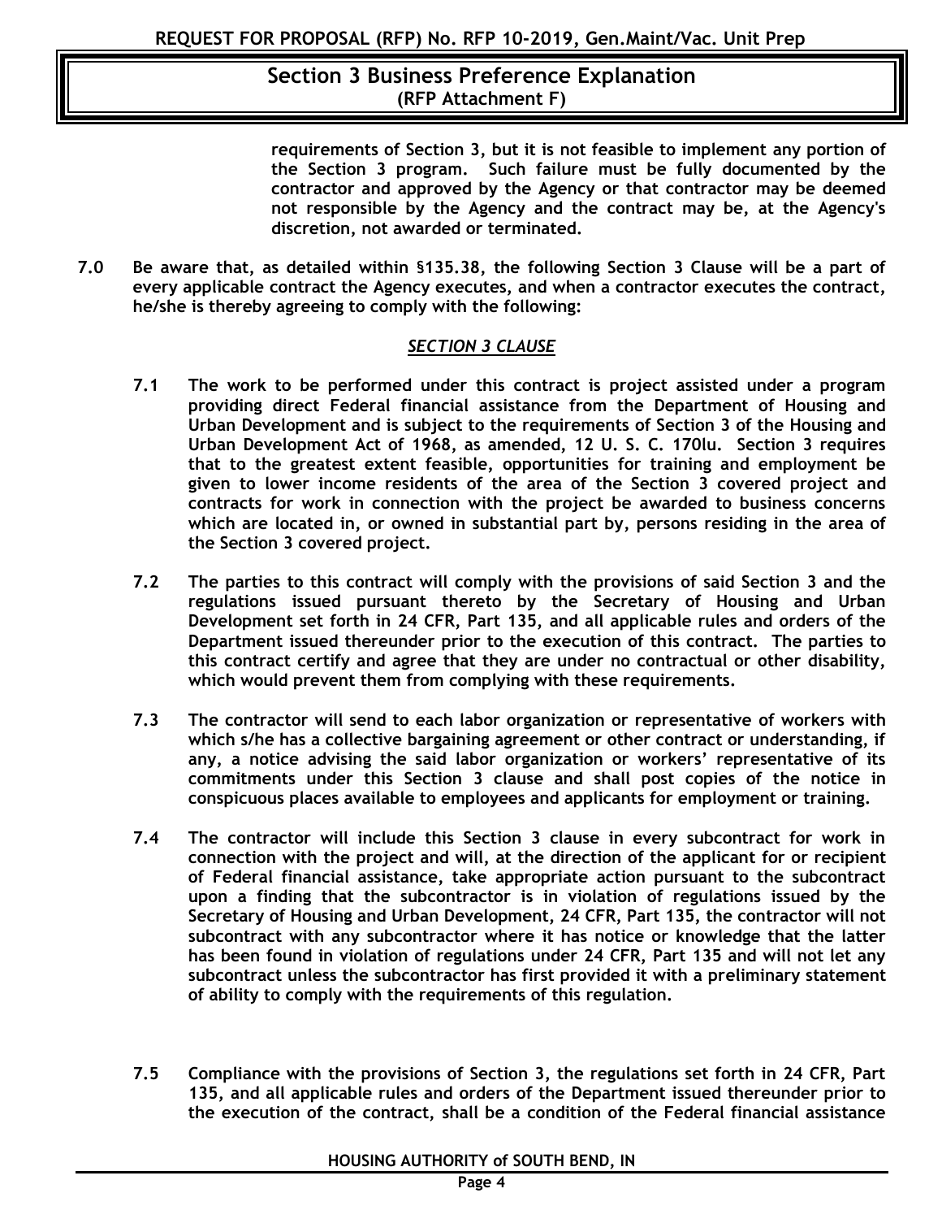**requirements of Section 3, but it is not feasible to implement any portion of the Section 3 program. Such failure must be fully documented by the contractor and approved by the Agency or that contractor may be deemed not responsible by the Agency and the contract may be, at the Agency's discretion, not awarded or terminated.**

**7.0 Be aware that, as detailed within §135.38, the following Section 3 Clause will be a part of every applicable contract the Agency executes, and when a contractor executes the contract, he/she is thereby agreeing to comply with the following:**

***SECTION 3 CLAUSE***

**7.1 The work to be performed under this contract is project assisted under a program providing direct Federal financial assistance from the Department of Housing and Urban Development and is subject to the requirements of Section 3 of the Housing and Urban Development Act of 1968, as amended, 12 U. S. C. 170lu. Section 3 requires that to the greatest extent feasible, opportunities for training and employment be given to lower income residents of the area of the Section 3 covered project and contracts for work in connection with the project be awarded to business concerns which are located in, or owned in substantial part by, persons residing in the area of the Section 3 covered project.**

**7.2 The parties to this contract will comply with the provisions of said Section 3 and the regulations issued pursuant thereto by the Secretary of Housing and Urban Development set forth in 24 CFR, Part 135, and all applicable rules and orders of the Department issued thereunder prior to the execution of this contract. The parties to this contract certify and agree that they are under no contractual or other disability, which would prevent them from complying with these requirements.**

**7.3 The contractor will send to each labor organization or representative of workers with which s/he has a collective bargaining agreement or other contract or understanding, if any, a notice advising the said labor organization or workers' representative of its commitments under this Section 3 clause and shall post copies of the notice in conspicuous places available to employees and applicants for employment or training.**

**7.4 The contractor will include this Section 3 clause in every subcontract for work in connection with the project and will, at the direction of the applicant for or recipient of Federal financial assistance, take appropriate action pursuant to the subcontract upon a finding that the subcontractor is in violation of regulations issued by the Secretary of Housing and Urban Development, 24 CFR, Part 135, the contractor will not subcontract with any subcontractor where it has notice or knowledge that the latter has been found in violation of regulations under 24 CFR, Part 135 and will not let any subcontract unless the subcontractor has first provided it with a preliminary statement of ability to comply with the requirements of this regulation.**

**7.5 Compliance with the provisions of Section 3, the regulations set forth in 24 CFR, Part 135, and all applicable rules and orders of the Department issued thereunder prior to the execution of the contract, shall be a condition of the Federal financial assistance**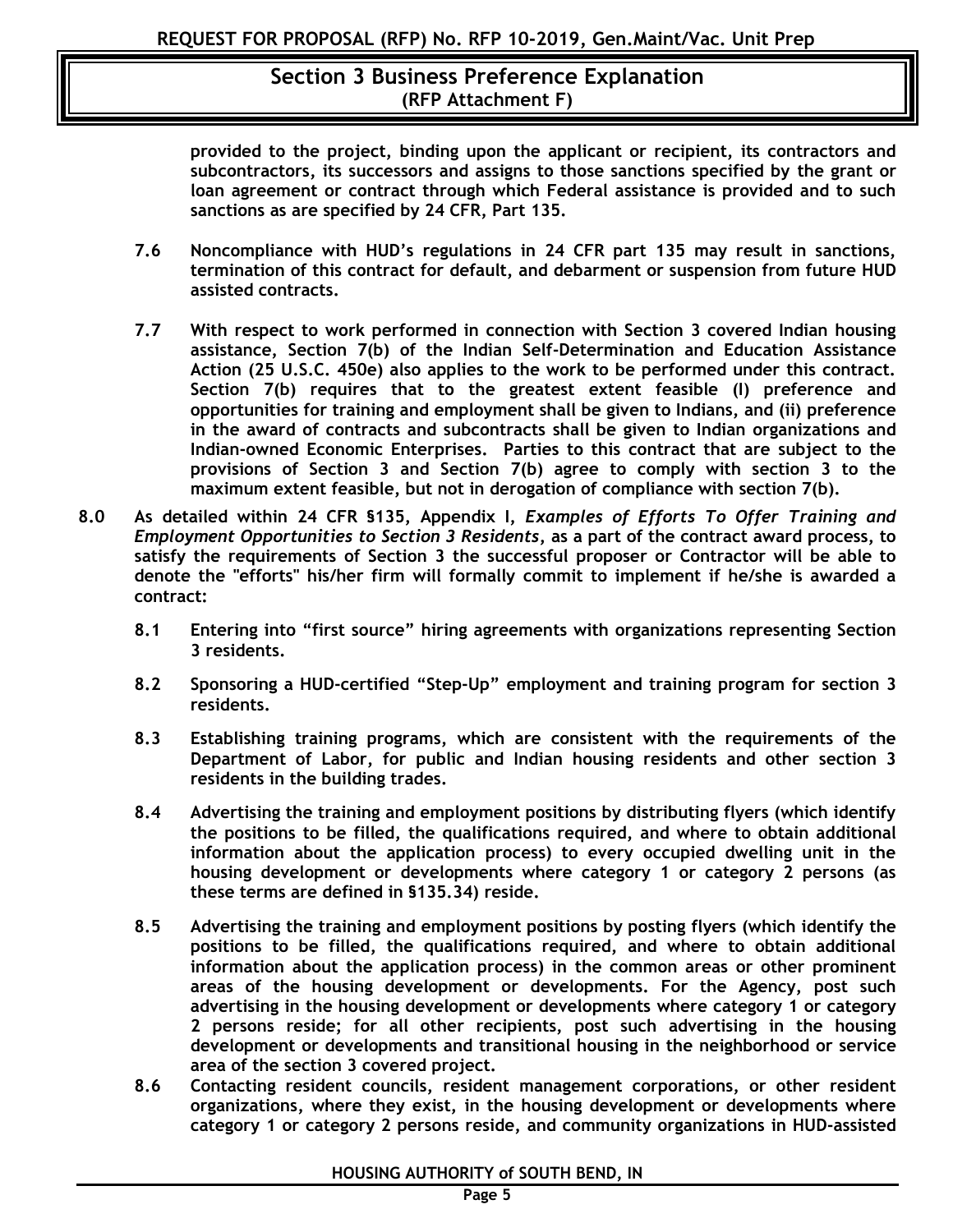**provided to the project, binding upon the applicant or recipient, its contractors and subcontractors, its successors and assigns to those sanctions specified by the grant or loan agreement or contract through which Federal assistance is provided and to such sanctions as are specified by 24 CFR, Part 135.**

**7.6 Noncompliance with HUD's regulations in 24 CFR part 135 may result in sanctions, termination of this contract for default, and debarment or suspension from future HUD assisted contracts.**

**7.7 With respect to work performed in connection with Section 3 covered Indian housing assistance, Section 7(b) of the Indian Self-Determination and Education Assistance Action (25 U.S.C. 450e) also applies to the work to be performed under this contract. Section 7(b) requires that to the greatest extent feasible (I) preference and opportunities for training and employment shall be given to Indians, and (ii) preference in the award of contracts and subcontracts shall be given to Indian organizations and Indian-owned Economic Enterprises. Parties to this contract that are subject to the provisions of Section 3 and Section 7(b) agree to comply with section 3 to the maximum extent feasible, but not in derogation of compliance with section 7(b).**

**8.0 As detailed within 24 CFR §135, Appendix I, *Examples of Efforts To Offer Training and Employment Opportunities to Section 3 Residents*, as a part of the contract award process, to satisfy the requirements of Section 3 the successful proposer or Contractor will be able to denote the "efforts" his/her firm will formally commit to implement if he/she is awarded a contract:**

**8.1 Entering into "first source" hiring agreements with organizations representing Section 3 residents.**

**8.2 Sponsoring a HUD-certified "Step-Up" employment and training program for section 3 residents.**

**8.3 Establishing training programs, which are consistent with the requirements of the Department of Labor, for public and Indian housing residents and other section 3 residents in the building trades.**

**8.4 Advertising the training and employment positions by distributing flyers (which identify the positions to be filled, the qualifications required, and where to obtain additional information about the application process) to every occupied dwelling unit in the housing development or developments where category 1 or category 2 persons (as these terms are defined in §135.34) reside.**

**8.5 Advertising the training and employment positions by posting flyers (which identify the positions to be filled, the qualifications required, and where to obtain additional information about the application process) in the common areas or other prominent areas of the housing development or developments. For the Agency, post such advertising in the housing development or developments where category 1 or category 2 persons reside; for all other recipients, post such advertising in the housing development or developments and transitional housing in the neighborhood or service area of the section 3 covered project.**

**8.6 Contacting resident councils, resident management corporations, or other resident organizations, where they exist, in the housing development or developments where category 1 or category 2 persons reside, and community organizations in HUD-assisted**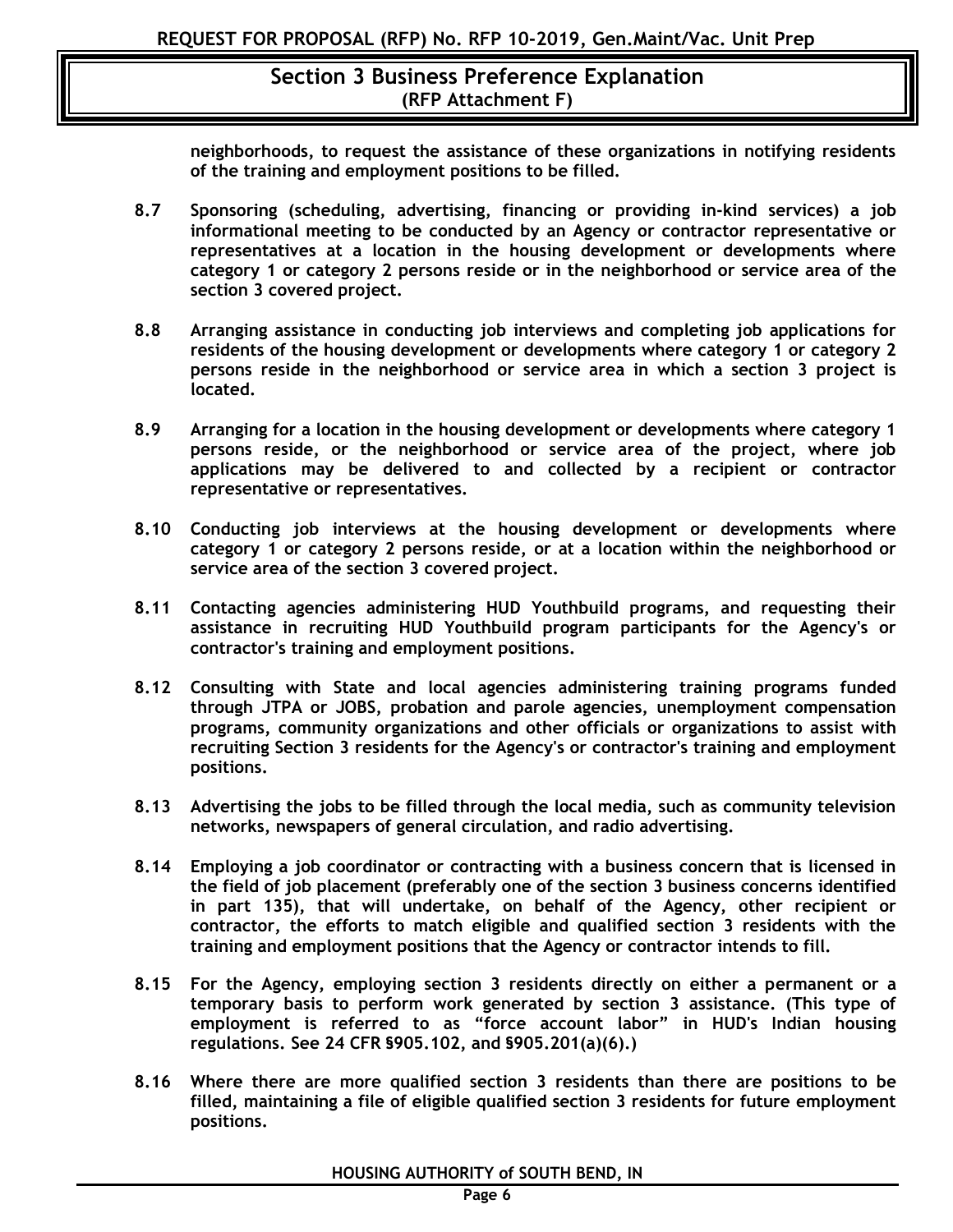neighborhoods, to request the assistance of these organizations in notifying residents of the training and employment positions to be filled.

**8.7** Sponsoring (scheduling, advertising, financing or providing in-kind services) a job informational meeting to be conducted by an Agency or contractor representative or representatives at a location in the housing development or developments where category 1 or category 2 persons reside or in the neighborhood or service area of the section 3 covered project.

**8.8** Arranging assistance in conducting job interviews and completing job applications for residents of the housing development or developments where category 1 or category 2 persons reside in the neighborhood or service area in which a section 3 project is located.

**8.9** Arranging for a location in the housing development or developments where category 1 persons reside, or the neighborhood or service area of the project, where job applications may be delivered to and collected by a recipient or contractor representative or representatives.

**8.10** Conducting job interviews at the housing development or developments where category 1 or category 2 persons reside, or at a location within the neighborhood or service area of the section 3 covered project.

**8.11** Contacting agencies administering HUD Youthbuild programs, and requesting their assistance in recruiting HUD Youthbuild program participants for the Agency's or contractor's training and employment positions.

**8.12** Consulting with State and local agencies administering training programs funded through JTPA or JOBS, probation and parole agencies, unemployment compensation programs, community organizations and other officials or organizations to assist with recruiting Section 3 residents for the Agency's or contractor's training and employment positions.

**8.13** Advertising the jobs to be filled through the local media, such as community television networks, newspapers of general circulation, and radio advertising.

**8.14** Employing a job coordinator or contracting with a business concern that is licensed in the field of job placement (preferably one of the section 3 business concerns identified in part 135), that will undertake, on behalf of the Agency, other recipient or contractor, the efforts to match eligible and qualified section 3 residents with the training and employment positions that the Agency or contractor intends to fill.

**8.15** For the Agency, employing section 3 residents directly on either a permanent or a temporary basis to perform work generated by section 3 assistance. (This type of employment is referred to as "force account labor" in HUD's Indian housing regulations. See 24 CFR §905.102, and §905.201(a)(6).)

**8.16** Where there are more qualified section 3 residents than there are positions to be filled, maintaining a file of eligible qualified section 3 residents for future employment positions.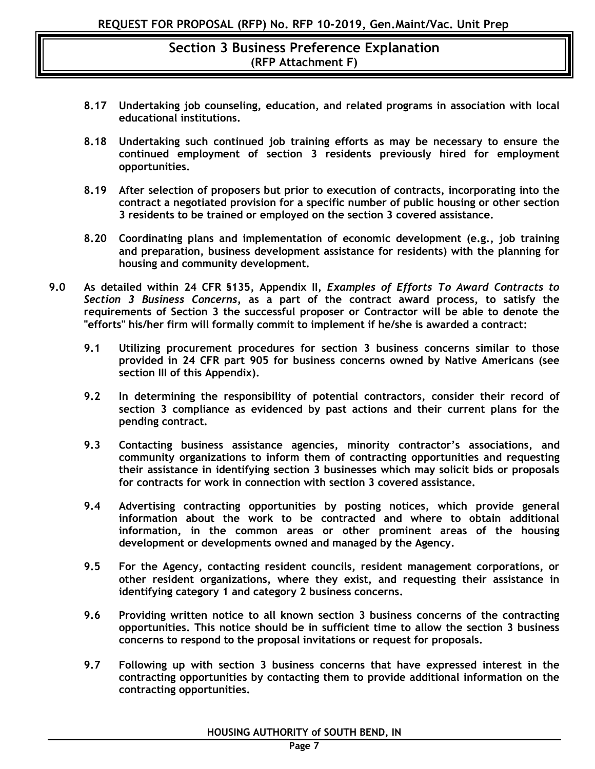## Section 3 Business Preference Explanation
**(RFP Attachment F)**

**8.17 Undertaking job counseling, education, and related programs in association with local educational institutions.**

**8.18 Undertaking such continued job training efforts as may be necessary to ensure the continued employment of section 3 residents previously hired for employment opportunities.**

**8.19 After selection of proposers but prior to execution of contracts, incorporating into the contract a negotiated provision for a specific number of public housing or other section 3 residents to be trained or employed on the section 3 covered assistance.**

**8.20 Coordinating plans and implementation of economic development (e.g., job training and preparation, business development assistance for residents) with the planning for housing and community development.**

**9.0 As detailed within 24 CFR §135, Appendix II, *Examples of Efforts To Award Contracts to Section 3 Business Concerns*, as a part of the contract award process, to satisfy the requirements of Section 3 the successful proposer or Contractor will be able to denote the "efforts" his/her firm will formally commit to implement if he/she is awarded a contract:**

**9.1 Utilizing procurement procedures for section 3 business concerns similar to those provided in 24 CFR part 905 for business concerns owned by Native Americans (see section III of this Appendix).**

**9.2 In determining the responsibility of potential contractors, consider their record of section 3 compliance as evidenced by past actions and their current plans for the pending contract.**

**9.3 Contacting business assistance agencies, minority contractor's associations, and community organizations to inform them of contracting opportunities and requesting their assistance in identifying section 3 businesses which may solicit bids or proposals for contracts for work in connection with section 3 covered assistance.**

**9.4 Advertising contracting opportunities by posting notices, which provide general information about the work to be contracted and where to obtain additional information, in the common areas or other prominent areas of the housing development or developments owned and managed by the Agency.**

**9.5 For the Agency, contacting resident councils, resident management corporations, or other resident organizations, where they exist, and requesting their assistance in identifying category 1 and category 2 business concerns.**

**9.6 Providing written notice to all known section 3 business concerns of the contracting opportunities. This notice should be in sufficient time to allow the section 3 business concerns to respond to the proposal invitations or request for proposals.**

**9.7 Following up with section 3 business concerns that have expressed interest in the contracting opportunities by contacting them to provide additional information on the contracting opportunities.**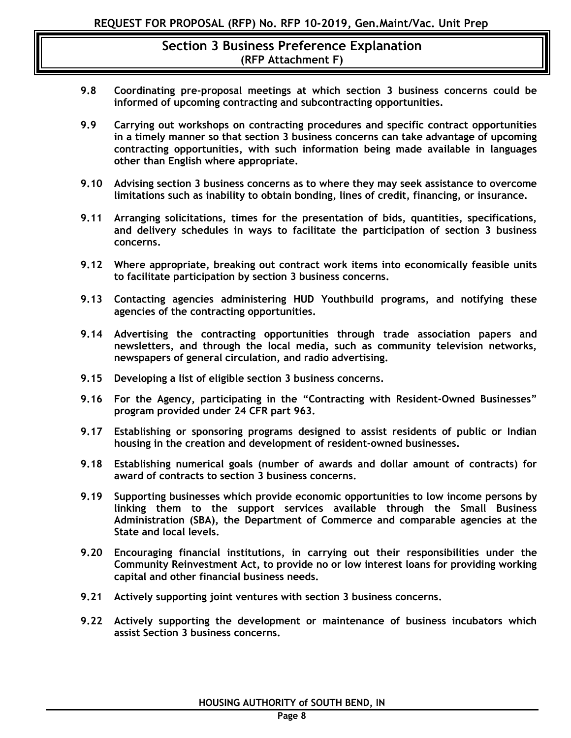## Section 3 Business Preference Explanation
**(RFP Attachment F)**

**9.8 Coordinating pre-proposal meetings at which section 3 business concerns could be informed of upcoming contracting and subcontracting opportunities.**

**9.9 Carrying out workshops on contracting procedures and specific contract opportunities in a timely manner so that section 3 business concerns can take advantage of upcoming contracting opportunities, with such information being made available in languages other than English where appropriate.**

**9.10 Advising section 3 business concerns as to where they may seek assistance to overcome limitations such as inability to obtain bonding, lines of credit, financing, or insurance.**

**9.11 Arranging solicitations, times for the presentation of bids, quantities, specifications, and delivery schedules in ways to facilitate the participation of section 3 business concerns.**

**9.12 Where appropriate, breaking out contract work items into economically feasible units to facilitate participation by section 3 business concerns.**

**9.13 Contacting agencies administering HUD Youthbuild programs, and notifying these agencies of the contracting opportunities.**

**9.14 Advertising the contracting opportunities through trade association papers and newsletters, and through the local media, such as community television networks, newspapers of general circulation, and radio advertising.**

**9.15 Developing a list of eligible section 3 business concerns.**

**9.16 For the Agency, participating in the "Contracting with Resident-Owned Businesses" program provided under 24 CFR part 963.**

**9.17 Establishing or sponsoring programs designed to assist residents of public or Indian housing in the creation and development of resident-owned businesses.**

**9.18 Establishing numerical goals (number of awards and dollar amount of contracts) for award of contracts to section 3 business concerns.**

**9.19 Supporting businesses which provide economic opportunities to low income persons by linking them to the support services available through the Small Business Administration (SBA), the Department of Commerce and comparable agencies at the State and local levels.**

**9.20 Encouraging financial institutions, in carrying out their responsibilities under the Community Reinvestment Act, to provide no or low interest loans for providing working capital and other financial business needs.**

**9.21 Actively supporting joint ventures with section 3 business concerns.**

**9.22 Actively supporting the development or maintenance of business incubators which assist Section 3 business concerns.**